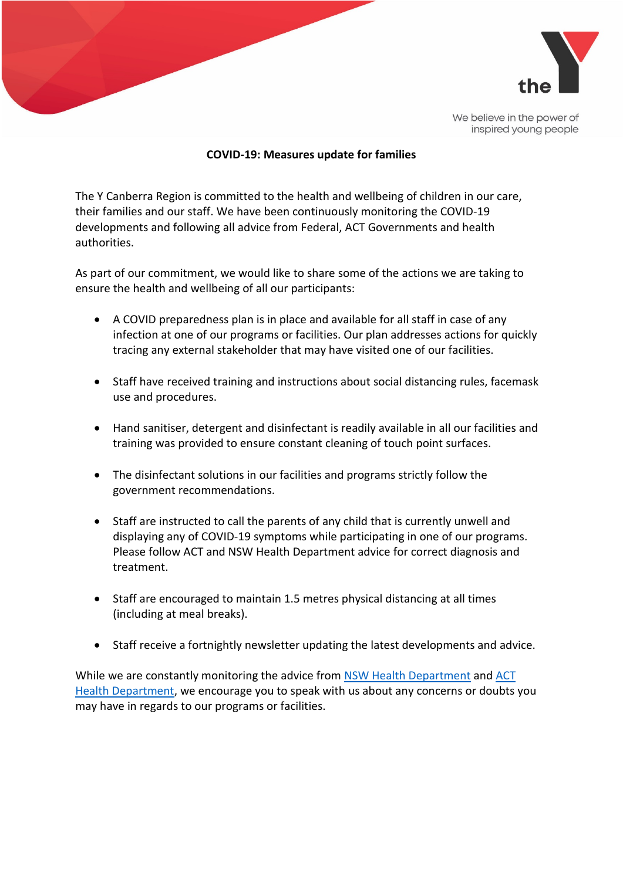the

We believe in the power of inspired young people

**COVID-19: Measures update for families**

The Y Canberra Region is committed to the health and wellbeing of children in our care, their families and our staff. We have been continuously monitoring the COVID-19 developments and following all advice from Federal, ACT Governments and health authorities.

As part of our commitment, we would like to share some of the actions we are taking to ensure the health and wellbeing of all our participants:

- A COVID preparedness plan is in place and available for all staff in case of any infection at one of our programs or facilities. Our plan addresses actions for quickly tracing any external stakeholder that may have visited one of our facilities.
- Staff have received training and instructions about social distancing rules, facemask use and procedures.
- Hand sanitiser, detergent and disinfectant is readily available in all our facilities and training was provided to ensure constant cleaning of touch point surfaces.
- The disinfectant solutions in our facilities and programs strictly follow the government recommendations.
- Staff are instructed to call the parents of any child that is currently unwell and displaying any of COVID-19 symptoms while participating in one of our programs. Please follow ACT and NSW Health Department advice for correct diagnosis and treatment.
- Staff are encouraged to maintain 1.5 metres physical distancing at all times (including at meal breaks).
- Staff receive a fortnightly newsletter updating the latest developments and advice.

While we are constantly monitoring the advice from NSW Health Department and ACT Health Department, we encourage you to speak with us about any concerns or doubts you may have in regards to our programs or facilities.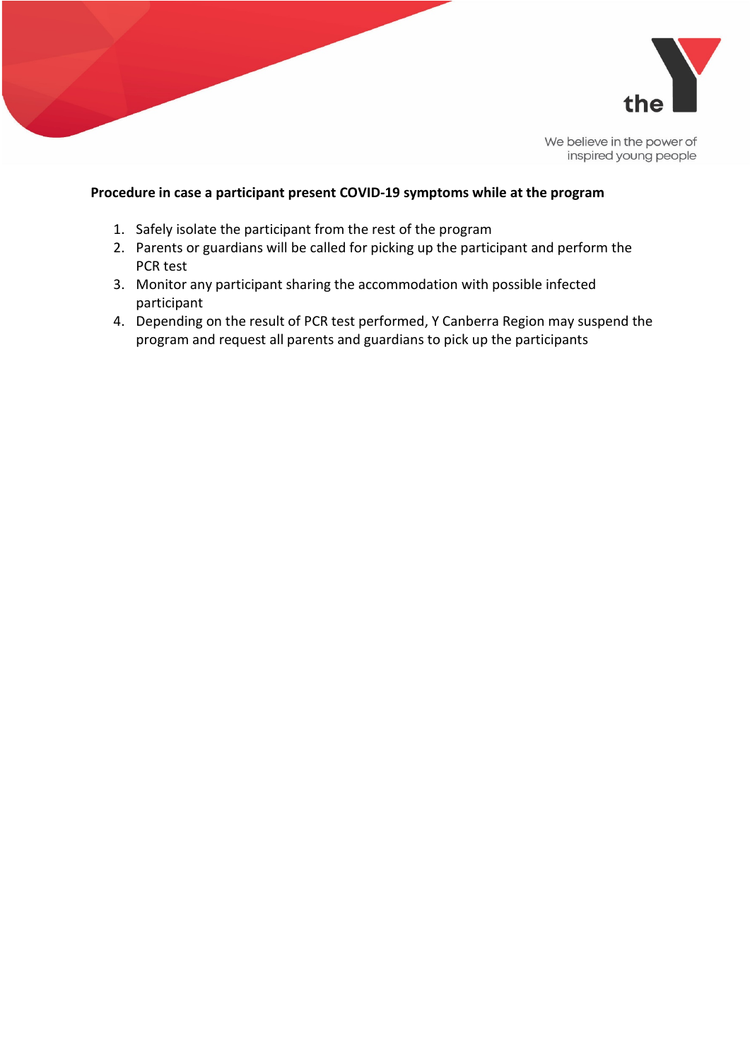**Procedure in case a participant present COVID-19 symptoms while at the program**

1. Safely isolate the participant from the rest of the program
2. Parents or guardians will be called for picking up the participant and perform the PCR test
3. Monitor any participant sharing the accommodation with possible infected participant
4. Depending on the result of PCR test performed, Y Canberra Region may suspend the program and request all parents and guardians to pick up the participants